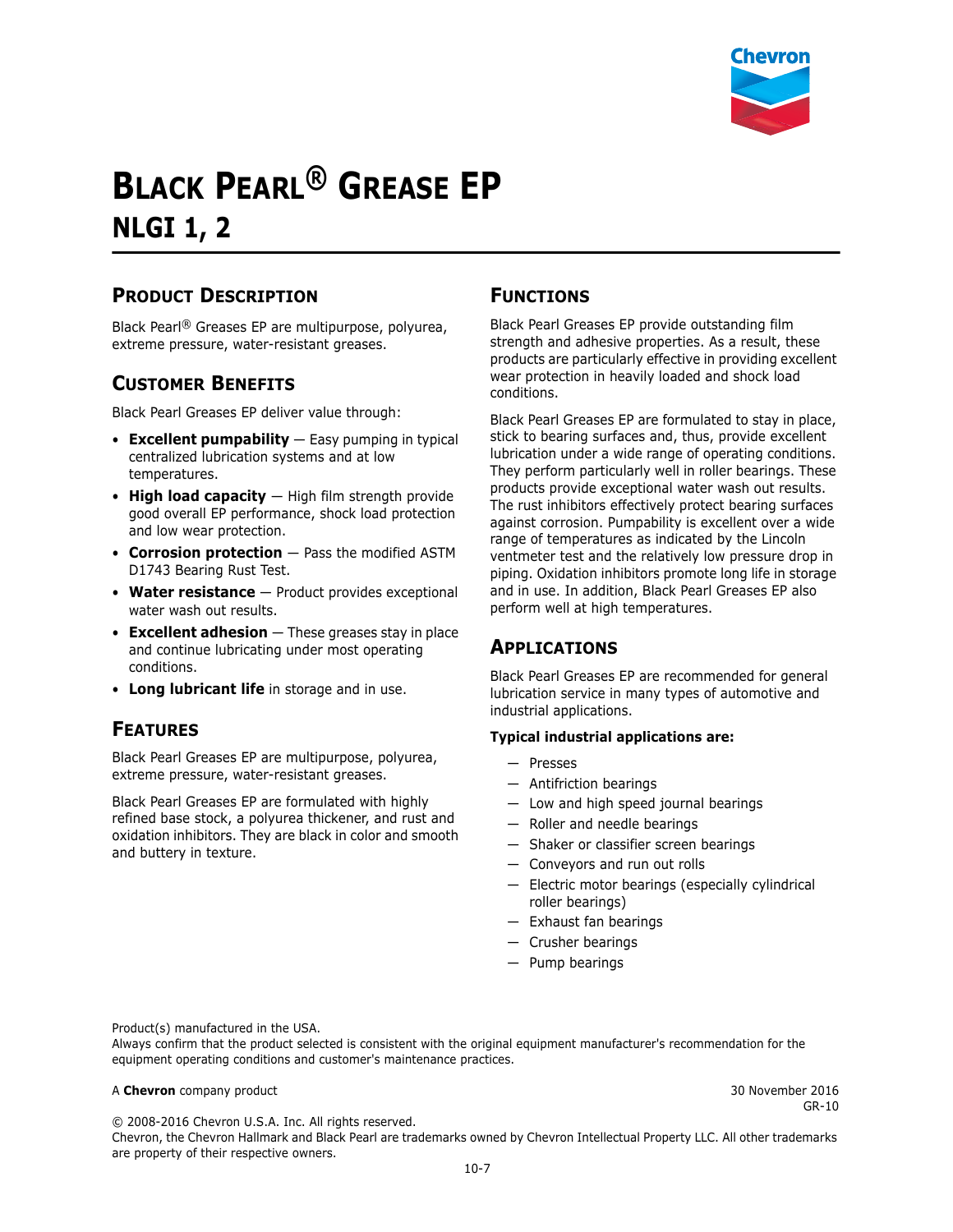# Black Pearl® Grease EP

## NLGI 1, 2

### Product Description

Black Pearl® Greases EP are multipurpose, polyurea, extreme pressure, water-resistant greases.

### Customer Benefits

Black Pearl Greases EP deliver value through:

- **Excellent pumpability** — Easy pumping in typical centralized lubrication systems and at low temperatures.
- **High load capacity** — High film strength provide good overall EP performance, shock load protection and low wear protection.
- **Corrosion protection** — Pass the modified ASTM D1743 Bearing Rust Test.
- **Water resistance** — Product provides exceptional water wash out results.
- **Excellent adhesion** — These greases stay in place and continue lubricating under most operating conditions.
- **Long lubricant life** in storage and in use.

### Features

Black Pearl Greases EP are multipurpose, polyurea, extreme pressure, water-resistant greases.

Black Pearl Greases EP are formulated with highly refined base stock, a polyurea thickener, and rust and oxidation inhibitors. They are black in color and smooth and buttery in texture.

### Functions

Black Pearl Greases EP provide outstanding film strength and adhesive properties. As a result, these products are particularly effective in providing excellent wear protection in heavily loaded and shock load conditions.

Black Pearl Greases EP are formulated to stay in place, stick to bearing surfaces and, thus, provide excellent lubrication under a wide range of operating conditions. They perform particularly well in roller bearings. These products provide exceptional water wash out results. The rust inhibitors effectively protect bearing surfaces against corrosion. Pumpability is excellent over a wide range of temperatures as indicated by the Lincoln ventmeter test and the relatively low pressure drop in piping. Oxidation inhibitors promote long life in storage and in use. In addition, Black Pearl Greases EP also perform well at high temperatures.

### Applications

Black Pearl Greases EP are recommended for general lubrication service in many types of automotive and industrial applications.

**Typical industrial applications are:**

- Presses
- Antifriction bearings
- Low and high speed journal bearings
- Roller and needle bearings
- Shaker or classifier screen bearings
- Conveyors and run out rolls
- Electric motor bearings (especially cylindrical roller bearings)
- Exhaust fan bearings
- Crusher bearings
- Pump bearings

Product(s) manufactured in the USA.
Always confirm that the product selected is consistent with the original equipment manufacturer's recommendation for the equipment operating conditions and customer's maintenance practices.

A **Chevron** company product

30 November 2016
GR-10

© 2008-2016 Chevron U.S.A. Inc. All rights reserved.
Chevron, the Chevron Hallmark and Black Pearl are trademarks owned by Chevron Intellectual Property LLC. All other trademarks are property of their respective owners.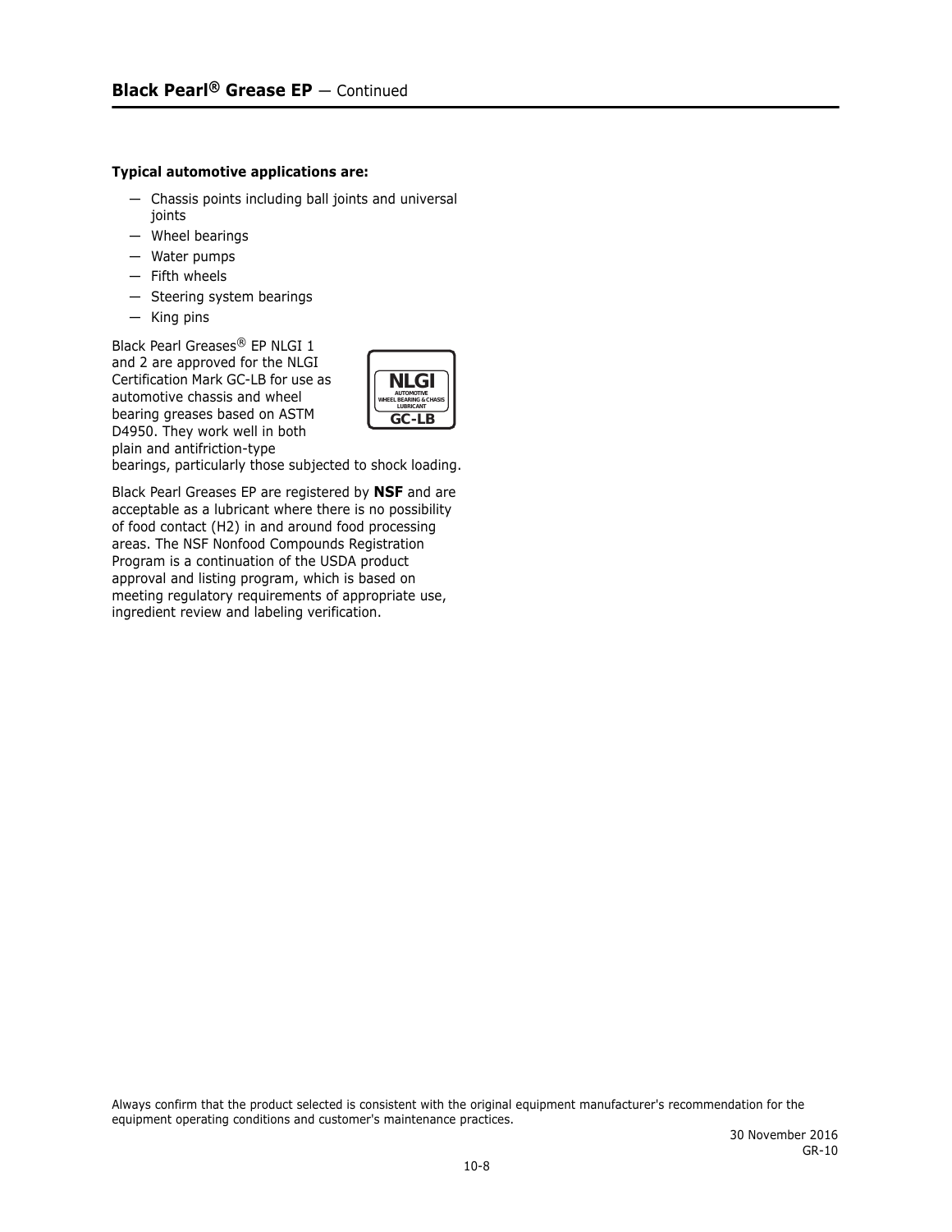## Black Pearl® Grease EP — Continued

**Typical automotive applications are:**

- Chassis points including ball joints and universal joints
- Wheel bearings
- Water pumps
- Fifth wheels
- Steering system bearings
- King pins

Black Pearl Greases® EP NLGI 1 and 2 are approved for the NLGI Certification Mark GC-LB for use as automotive chassis and wheel bearing greases based on ASTM D4950. They work well in both plain and antifriction-type bearings, particularly those subjected to shock loading.

Black Pearl Greases EP are registered by **NSF** and are acceptable as a lubricant where there is no possibility of food contact (H2) in and around food processing areas. The NSF Nonfood Compounds Registration Program is a continuation of the USDA product approval and listing program, which is based on meeting regulatory requirements of appropriate use, ingredient review and labeling verification.

Always confirm that the product selected is consistent with the original equipment manufacturer's recommendation for the equipment operating conditions and customer's maintenance practices.

30 November 2016
GR-10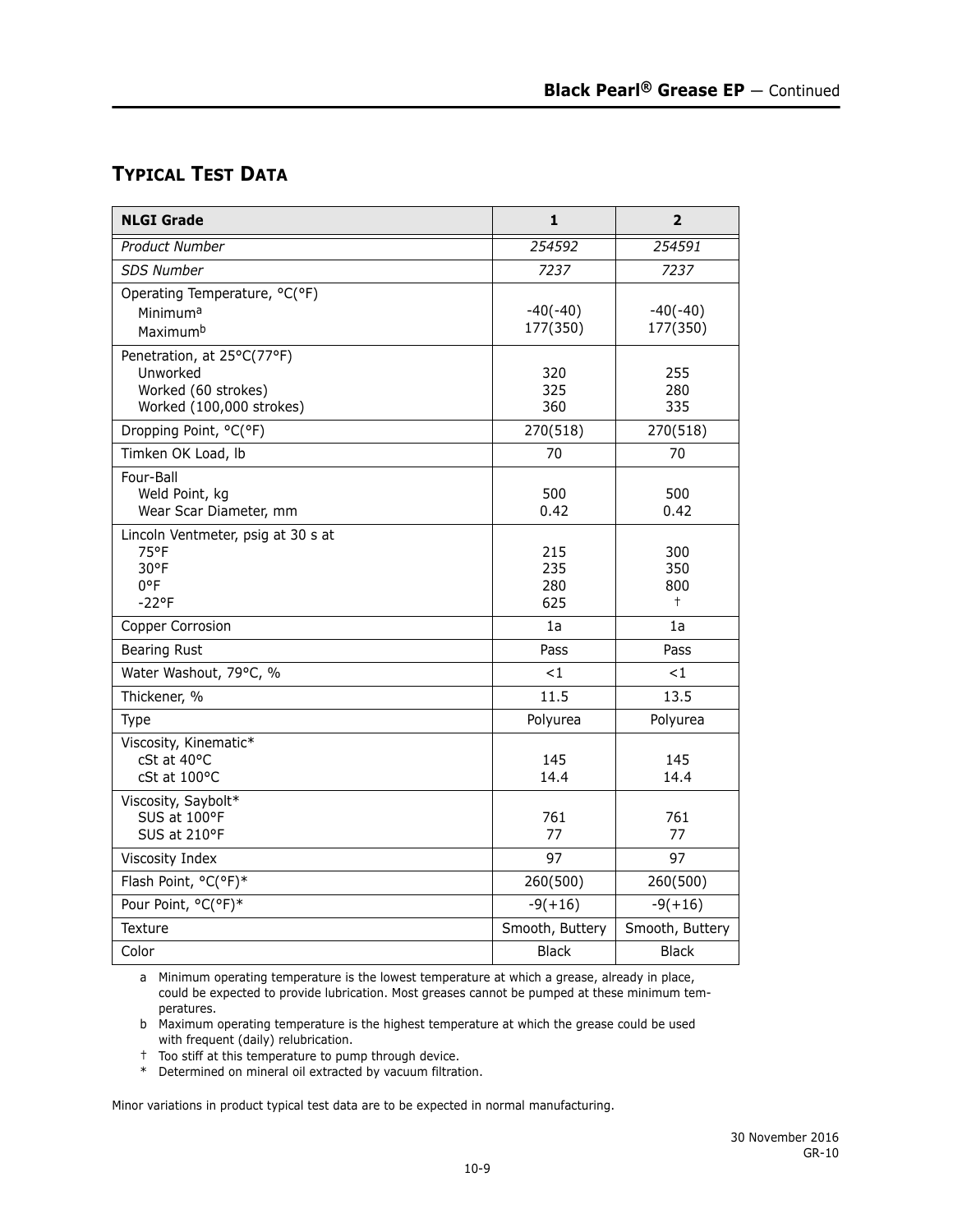## Typical Test Data

| NLGI Grade | 1 | 2 |
|---|---|---|
| *Product Number* | *254592* | *254591* |
| *SDS Number* | *7237* | *7237* |
| Operating Temperature, °C(°F)<br>Minimum[a]<br>Maximum[b] | <br>-40(-40)<br>177(350) | <br>-40(-40)<br>177(350) |
| Penetration, at 25°C(77°F)<br>Unworked<br>Worked (60 strokes)<br>Worked (100,000 strokes) | <br>320<br>325<br>360 | <br>255<br>280<br>335 |
| Dropping Point, °C(°F) | 270(518) | 270(518) |
| Timken OK Load, lb | 70 | 70 |
| Four-Ball<br>Weld Point, kg<br>Wear Scar Diameter, mm | <br>500<br>0.42 | <br>500<br>0.42 |
| Lincoln Ventmeter, psig at 30 s at<br>75°F<br>30°F<br>0°F<br>-22°F | <br>215<br>235<br>280<br>625 | <br>300<br>350<br>800<br>† |
| Copper Corrosion | 1a | 1a |
| Bearing Rust | Pass | Pass |
| Water Washout, 79°C, % | <1 | <1 |
| Thickener, % | 11.5 | 13.5 |
| Type | Polyurea | Polyurea |
| Viscosity, Kinematic*<br>cSt at 40°C<br>cSt at 100°C | <br>145<br>14.4 | <br>145<br>14.4 |
| Viscosity, Saybolt*<br>SUS at 100°F<br>SUS at 210°F | <br>761<br>77 | <br>761<br>77 |
| Viscosity Index | 97 | 97 |
| Flash Point, °C(°F)* | 260(500) | 260(500) |
| Pour Point, °C(°F)* | -9(+16) | -9(+16) |
| Texture | Smooth, Buttery | Smooth, Buttery |
| Color | Black | Black |

a Minimum operating temperature is the lowest temperature at which a grease, already in place, could be expected to provide lubrication. Most greases cannot be pumped at these minimum temperatures.

b Maximum operating temperature is the highest temperature at which the grease could be used with frequent (daily) relubrication.

† Too stiff at this temperature to pump through device.

* Determined on mineral oil extracted by vacuum filtration.

Minor variations in product typical test data are to be expected in normal manufacturing.

30 November 2016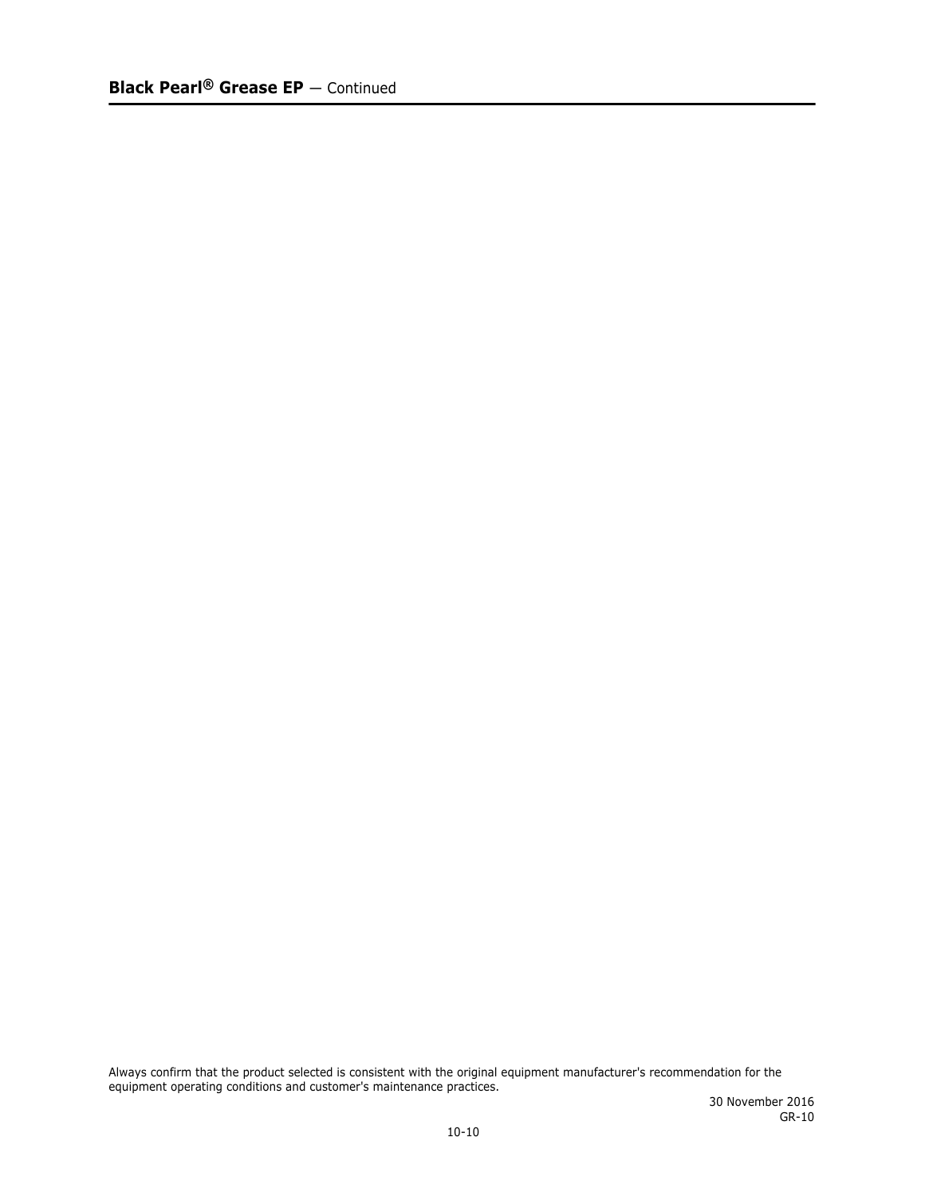Always confirm that the product selected is consistent with the original equipment manufacturer's recommendation for the equipment operating conditions and customer's maintenance practices.